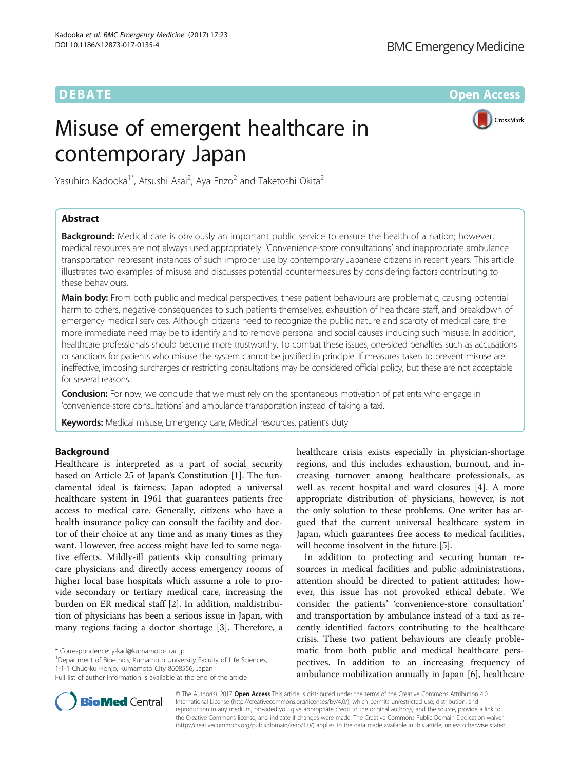DEBATE

Open Access

# Misuse of emergent healthcare in contemporary Japan

Yasuhiro Kadooka[1*], Atsushi Asai[2], Aya Enzo[2] and Taketoshi Okita[2]

## Abstract

**Background:** Medical care is obviously an important public service to ensure the health of a nation; however, medical resources are not always used appropriately. 'Convenience-store consultations' and inappropriate ambulance transportation represent instances of such improper use by contemporary Japanese citizens in recent years. This article illustrates two examples of misuse and discusses potential countermeasures by considering factors contributing to these behaviours.

**Main body:** From both public and medical perspectives, these patient behaviours are problematic, causing potential harm to others, negative consequences to such patients themselves, exhaustion of healthcare staff, and breakdown of emergency medical services. Although citizens need to recognize the public nature and scarcity of medical care, the more immediate need may be to identify and to remove personal and social causes inducing such misuse. In addition, healthcare professionals should become more trustworthy. To combat these issues, one-sided penalties such as accusations or sanctions for patients who misuse the system cannot be justified in principle. If measures taken to prevent misuse are ineffective, imposing surcharges or restricting consultations may be considered official policy, but these are not acceptable for several reasons.

**Conclusion:** For now, we conclude that we must rely on the spontaneous motivation of patients who engage in 'convenience-store consultations' and ambulance transportation instead of taking a taxi.

**Keywords:** Medical misuse, Emergency care, Medical resources, patient's duty

## Background

Healthcare is interpreted as a part of social security based on Article 25 of Japan's Constitution [1]. The fundamental ideal is fairness; Japan adopted a universal healthcare system in 1961 that guarantees patients free access to medical care. Generally, citizens who have a health insurance policy can consult the facility and doctor of their choice at any time and as many times as they want. However, free access might have led to some negative effects. Mildly-ill patients skip consulting primary care physicians and directly access emergency rooms of higher local base hospitals which assume a role to provide secondary or tertiary medical care, increasing the burden on ER medical staff [2]. In addition, maldistribution of physicians has been a serious issue in Japan, with many regions facing a doctor shortage [3]. Therefore, a healthcare crisis exists especially in physician-shortage regions, and this includes exhaustion, burnout, and increasing turnover among healthcare professionals, as well as recent hospital and ward closures [4]. A more appropriate distribution of physicians, however, is not the only solution to these problems. One writer has argued that the current universal healthcare system in Japan, which guarantees free access to medical facilities, will become insolvent in the future [5].

In addition to protecting and securing human resources in medical facilities and public administrations, attention should be directed to patient attitudes; however, this issue has not provoked ethical debate. We consider the patients' 'convenience-store consultation' and transportation by ambulance instead of a taxi as recently identified factors contributing to the healthcare crisis. These two patient behaviours are clearly problematic from both public and medical healthcare perspectives. In addition to an increasing frequency of ambulance mobilization annually in Japan [6], healthcare

\* Correspondence: y-kad@kumamoto-u.ac.jp

[1]Department of Bioethics, Kumamoto University Faculty of Life Sciences, 1-1-1 Chuo-ku Honjo, Kumamoto City 8608556, Japan

Full list of author information is available at the end of the article

© The Author(s). 2017 **Open Access** This article is distributed under the terms of the Creative Commons Attribution 4.0 International License (http://creativecommons.org/licenses/by/4.0/), which permits unrestricted use, distribution, and reproduction in any medium, provided you give appropriate credit to the original author(s) and the source, provide a link to the Creative Commons license, and indicate if changes were made. The Creative Commons Public Domain Dedication waiver (http://creativecommons.org/publicdomain/zero/1.0/) applies to the data made available in this article, unless otherwise stated.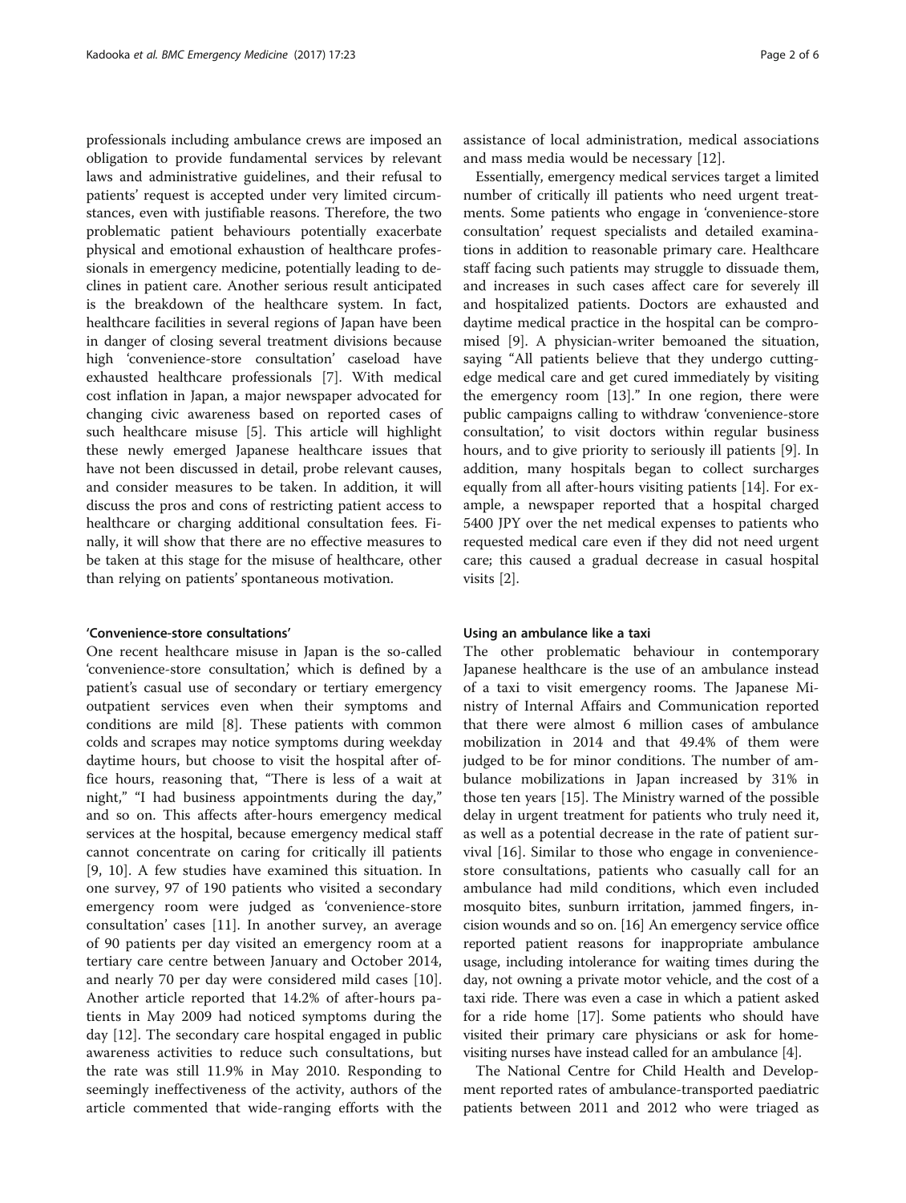professionals including ambulance crews are imposed an obligation to provide fundamental services by relevant laws and administrative guidelines, and their refusal to patients' request is accepted under very limited circumstances, even with justifiable reasons. Therefore, the two problematic patient behaviours potentially exacerbate physical and emotional exhaustion of healthcare professionals in emergency medicine, potentially leading to declines in patient care. Another serious result anticipated is the breakdown of the healthcare system. In fact, healthcare facilities in several regions of Japan have been in danger of closing several treatment divisions because high 'convenience-store consultation' caseload have exhausted healthcare professionals [7]. With medical cost inflation in Japan, a major newspaper advocated for changing civic awareness based on reported cases of such healthcare misuse [5]. This article will highlight these newly emerged Japanese healthcare issues that have not been discussed in detail, probe relevant causes, and consider measures to be taken. In addition, it will discuss the pros and cons of restricting patient access to healthcare or charging additional consultation fees. Finally, it will show that there are no effective measures to be taken at this stage for the misuse of healthcare, other than relying on patients' spontaneous motivation.

## 'Convenience-store consultations'

One recent healthcare misuse in Japan is the so-called 'convenience-store consultation,' which is defined by a patient's casual use of secondary or tertiary emergency outpatient services even when their symptoms and conditions are mild [8]. These patients with common colds and scrapes may notice symptoms during weekday daytime hours, but choose to visit the hospital after office hours, reasoning that, "There is less of a wait at night," "I had business appointments during the day," and so on. This affects after-hours emergency medical services at the hospital, because emergency medical staff cannot concentrate on caring for critically ill patients [9, 10]. A few studies have examined this situation. In one survey, 97 of 190 patients who visited a secondary emergency room were judged as 'convenience-store consultation' cases [11]. In another survey, an average of 90 patients per day visited an emergency room at a tertiary care centre between January and October 2014, and nearly 70 per day were considered mild cases [10]. Another article reported that 14.2% of after-hours patients in May 2009 had noticed symptoms during the day [12]. The secondary care hospital engaged in public awareness activities to reduce such consultations, but the rate was still 11.9% in May 2010. Responding to seemingly ineffectiveness of the activity, authors of the article commented that wide-ranging efforts with the assistance of local administration, medical associations and mass media would be necessary [12].

Essentially, emergency medical services target a limited number of critically ill patients who need urgent treatments. Some patients who engage in 'convenience-store consultation' request specialists and detailed examinations in addition to reasonable primary care. Healthcare staff facing such patients may struggle to dissuade them, and increases in such cases affect care for severely ill and hospitalized patients. Doctors are exhausted and daytime medical practice in the hospital can be compromised [9]. A physician-writer bemoaned the situation, saying "All patients believe that they undergo cutting-edge medical care and get cured immediately by visiting the emergency room [13]." In one region, there were public campaigns calling to withdraw 'convenience-store consultation', to visit doctors within regular business hours, and to give priority to seriously ill patients [9]. In addition, many hospitals began to collect surcharges equally from all after-hours visiting patients [14]. For example, a newspaper reported that a hospital charged 5400 JPY over the net medical expenses to patients who requested medical care even if they did not need urgent care; this caused a gradual decrease in casual hospital visits [2].

## Using an ambulance like a taxi

The other problematic behaviour in contemporary Japanese healthcare is the use of an ambulance instead of a taxi to visit emergency rooms. The Japanese Ministry of Internal Affairs and Communication reported that there were almost 6 million cases of ambulance mobilization in 2014 and that 49.4% of them were judged to be for minor conditions. The number of ambulance mobilizations in Japan increased by 31% in those ten years [15]. The Ministry warned of the possible delay in urgent treatment for patients who truly need it, as well as a potential decrease in the rate of patient survival [16]. Similar to those who engage in convenience-store consultations, patients who casually call for an ambulance had mild conditions, which even included mosquito bites, sunburn irritation, jammed fingers, incision wounds and so on. [16] An emergency service office reported patient reasons for inappropriate ambulance usage, including intolerance for waiting times during the day, not owning a private motor vehicle, and the cost of a taxi ride. There was even a case in which a patient asked for a ride home [17]. Some patients who should have visited their primary care physicians or ask for home-visiting nurses have instead called for an ambulance [4].

The National Centre for Child Health and Development reported rates of ambulance-transported paediatric patients between 2011 and 2012 who were triaged as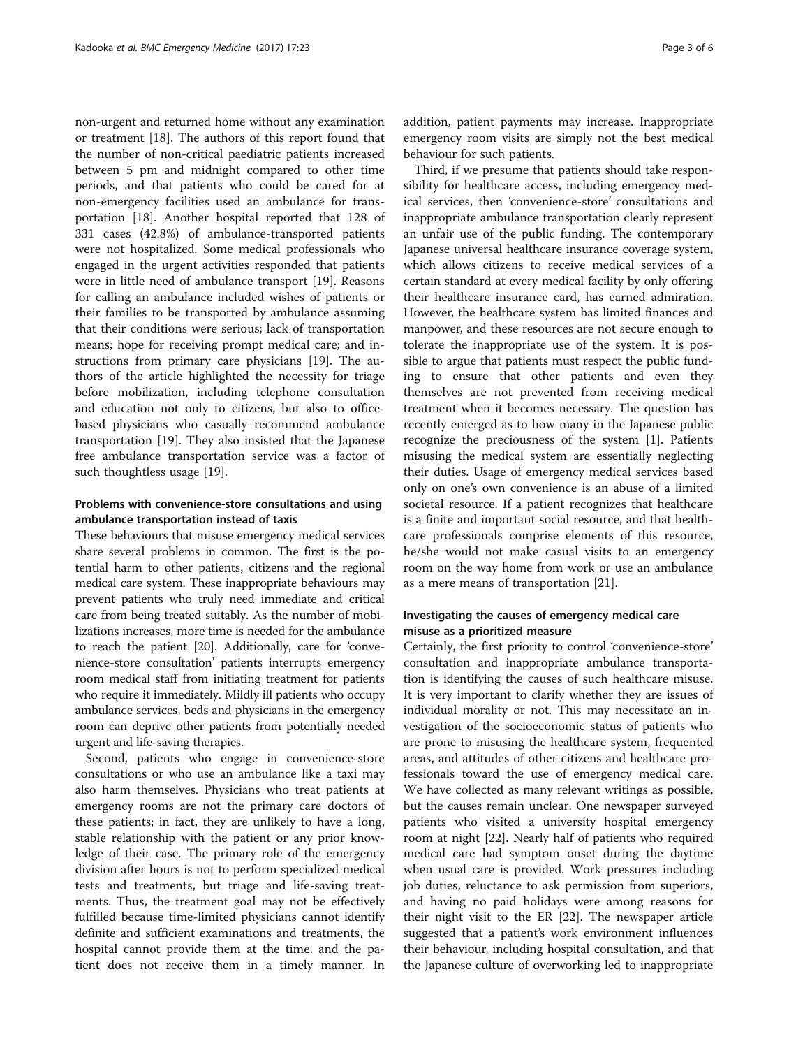non-urgent and returned home without any examination or treatment [18]. The authors of this report found that the number of non-critical paediatric patients increased between 5 pm and midnight compared to other time periods, and that patients who could be cared for at non-emergency facilities used an ambulance for transportation [18]. Another hospital reported that 128 of 331 cases (42.8%) of ambulance-transported patients were not hospitalized. Some medical professionals who engaged in the urgent activities responded that patients were in little need of ambulance transport [19]. Reasons for calling an ambulance included wishes of patients or their families to be transported by ambulance assuming that their conditions were serious; lack of transportation means; hope for receiving prompt medical care; and instructions from primary care physicians [19]. The authors of the article highlighted the necessity for triage before mobilization, including telephone consultation and education not only to citizens, but also to office-based physicians who casually recommend ambulance transportation [19]. They also insisted that the Japanese free ambulance transportation service was a factor of such thoughtless usage [19].

### Problems with convenience-store consultations and using ambulance transportation instead of taxis

These behaviours that misuse emergency medical services share several problems in common. The first is the potential harm to other patients, citizens and the regional medical care system. These inappropriate behaviours may prevent patients who truly need immediate and critical care from being treated suitably. As the number of mobilizations increases, more time is needed for the ambulance to reach the patient [20]. Additionally, care for 'convenience-store consultation' patients interrupts emergency room medical staff from initiating treatment for patients who require it immediately. Mildly ill patients who occupy ambulance services, beds and physicians in the emergency room can deprive other patients from potentially needed urgent and life-saving therapies.

Second, patients who engage in convenience-store consultations or who use an ambulance like a taxi may also harm themselves. Physicians who treat patients at emergency rooms are not the primary care doctors of these patients; in fact, they are unlikely to have a long, stable relationship with the patient or any prior knowledge of their case. The primary role of the emergency division after hours is not to perform specialized medical tests and treatments, but triage and life-saving treatments. Thus, the treatment goal may not be effectively fulfilled because time-limited physicians cannot identify definite and sufficient examinations and treatments, the hospital cannot provide them at the time, and the patient does not receive them in a timely manner. In addition, patient payments may increase. Inappropriate emergency room visits are simply not the best medical behaviour for such patients.

Third, if we presume that patients should take responsibility for healthcare access, including emergency medical services, then 'convenience-store' consultations and inappropriate ambulance transportation clearly represent an unfair use of the public funding. The contemporary Japanese universal healthcare insurance coverage system, which allows citizens to receive medical services of a certain standard at every medical facility by only offering their healthcare insurance card, has earned admiration. However, the healthcare system has limited finances and manpower, and these resources are not secure enough to tolerate the inappropriate use of the system. It is possible to argue that patients must respect the public funding to ensure that other patients and even they themselves are not prevented from receiving medical treatment when it becomes necessary. The question has recently emerged as to how many in the Japanese public recognize the preciousness of the system [1]. Patients misusing the medical system are essentially neglecting their duties. Usage of emergency medical services based only on one's own convenience is an abuse of a limited societal resource. If a patient recognizes that healthcare is a finite and important social resource, and that healthcare professionals comprise elements of this resource, he/she would not make casual visits to an emergency room on the way home from work or use an ambulance as a mere means of transportation [21].

### Investigating the causes of emergency medical care misuse as a prioritized measure

Certainly, the first priority to control 'convenience-store' consultation and inappropriate ambulance transportation is identifying the causes of such healthcare misuse. It is very important to clarify whether they are issues of individual morality or not. This may necessitate an investigation of the socioeconomic status of patients who are prone to misusing the healthcare system, frequented areas, and attitudes of other citizens and healthcare professionals toward the use of emergency medical care. We have collected as many relevant writings as possible, but the causes remain unclear. One newspaper surveyed patients who visited a university hospital emergency room at night [22]. Nearly half of patients who required medical care had symptom onset during the daytime when usual care is provided. Work pressures including job duties, reluctance to ask permission from superiors, and having no paid holidays were among reasons for their night visit to the ER [22]. The newspaper article suggested that a patient's work environment influences their behaviour, including hospital consultation, and that the Japanese culture of overworking led to inappropriate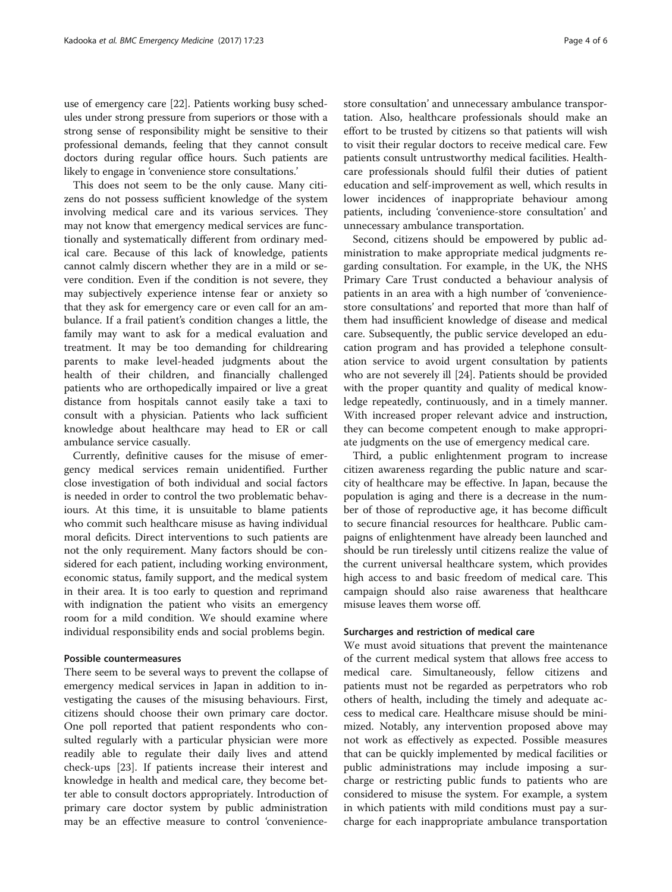use of emergency care [22]. Patients working busy schedules under strong pressure from superiors or those with a strong sense of responsibility might be sensitive to their professional demands, feeling that they cannot consult doctors during regular office hours. Such patients are likely to engage in 'convenience store consultations.'

This does not seem to be the only cause. Many citizens do not possess sufficient knowledge of the system involving medical care and its various services. They may not know that emergency medical services are functionally and systematically different from ordinary medical care. Because of this lack of knowledge, patients cannot calmly discern whether they are in a mild or severe condition. Even if the condition is not severe, they may subjectively experience intense fear or anxiety so that they ask for emergency care or even call for an ambulance. If a frail patient's condition changes a little, the family may want to ask for a medical evaluation and treatment. It may be too demanding for childrearing parents to make level-headed judgments about the health of their children, and financially challenged patients who are orthopedically impaired or live a great distance from hospitals cannot easily take a taxi to consult with a physician. Patients who lack sufficient knowledge about healthcare may head to ER or call ambulance service casually.

Currently, definitive causes for the misuse of emergency medical services remain unidentified. Further close investigation of both individual and social factors is needed in order to control the two problematic behaviours. At this time, it is unsuitable to blame patients who commit such healthcare misuse as having individual moral deficits. Direct interventions to such patients are not the only requirement. Many factors should be considered for each patient, including working environment, economic status, family support, and the medical system in their area. It is too early to question and reprimand with indignation the patient who visits an emergency room for a mild condition. We should examine where individual responsibility ends and social problems begin.

### Possible countermeasures

There seem to be several ways to prevent the collapse of emergency medical services in Japan in addition to investigating the causes of the misusing behaviours. First, citizens should choose their own primary care doctor. One poll reported that patient respondents who consulted regularly with a particular physician were more readily able to regulate their daily lives and attend check-ups [23]. If patients increase their interest and knowledge in health and medical care, they become better able to consult doctors appropriately. Introduction of primary care doctor system by public administration may be an effective measure to control 'convenience-store consultation' and unnecessary ambulance transportation. Also, healthcare professionals should make an effort to be trusted by citizens so that patients will wish to visit their regular doctors to receive medical care. Few patients consult untrustworthy medical facilities. Healthcare professionals should fulfil their duties of patient education and self-improvement as well, which results in lower incidences of inappropriate behaviour among patients, including 'convenience-store consultation' and unnecessary ambulance transportation.

Second, citizens should be empowered by public administration to make appropriate medical judgments regarding consultation. For example, in the UK, the NHS Primary Care Trust conducted a behaviour analysis of patients in an area with a high number of 'convenience-store consultations' and reported that more than half of them had insufficient knowledge of disease and medical care. Subsequently, the public service developed an education program and has provided a telephone consultation service to avoid urgent consultation by patients who are not severely ill [24]. Patients should be provided with the proper quantity and quality of medical knowledge repeatedly, continuously, and in a timely manner. With increased proper relevant advice and instruction, they can become competent enough to make appropriate judgments on the use of emergency medical care.

Third, a public enlightenment program to increase citizen awareness regarding the public nature and scarcity of healthcare may be effective. In Japan, because the population is aging and there is a decrease in the number of those of reproductive age, it has become difficult to secure financial resources for healthcare. Public campaigns of enlightenment have already been launched and should be run tirelessly until citizens realize the value of the current universal healthcare system, which provides high access to and basic freedom of medical care. This campaign should also raise awareness that healthcare misuse leaves them worse off.

### Surcharges and restriction of medical care

We must avoid situations that prevent the maintenance of the current medical system that allows free access to medical care. Simultaneously, fellow citizens and patients must not be regarded as perpetrators who rob others of health, including the timely and adequate access to medical care. Healthcare misuse should be minimized. Notably, any intervention proposed above may not work as effectively as expected. Possible measures that can be quickly implemented by medical facilities or public administrations may include imposing a surcharge or restricting public funds to patients who are considered to misuse the system. For example, a system in which patients with mild conditions must pay a surcharge for each inappropriate ambulance transportation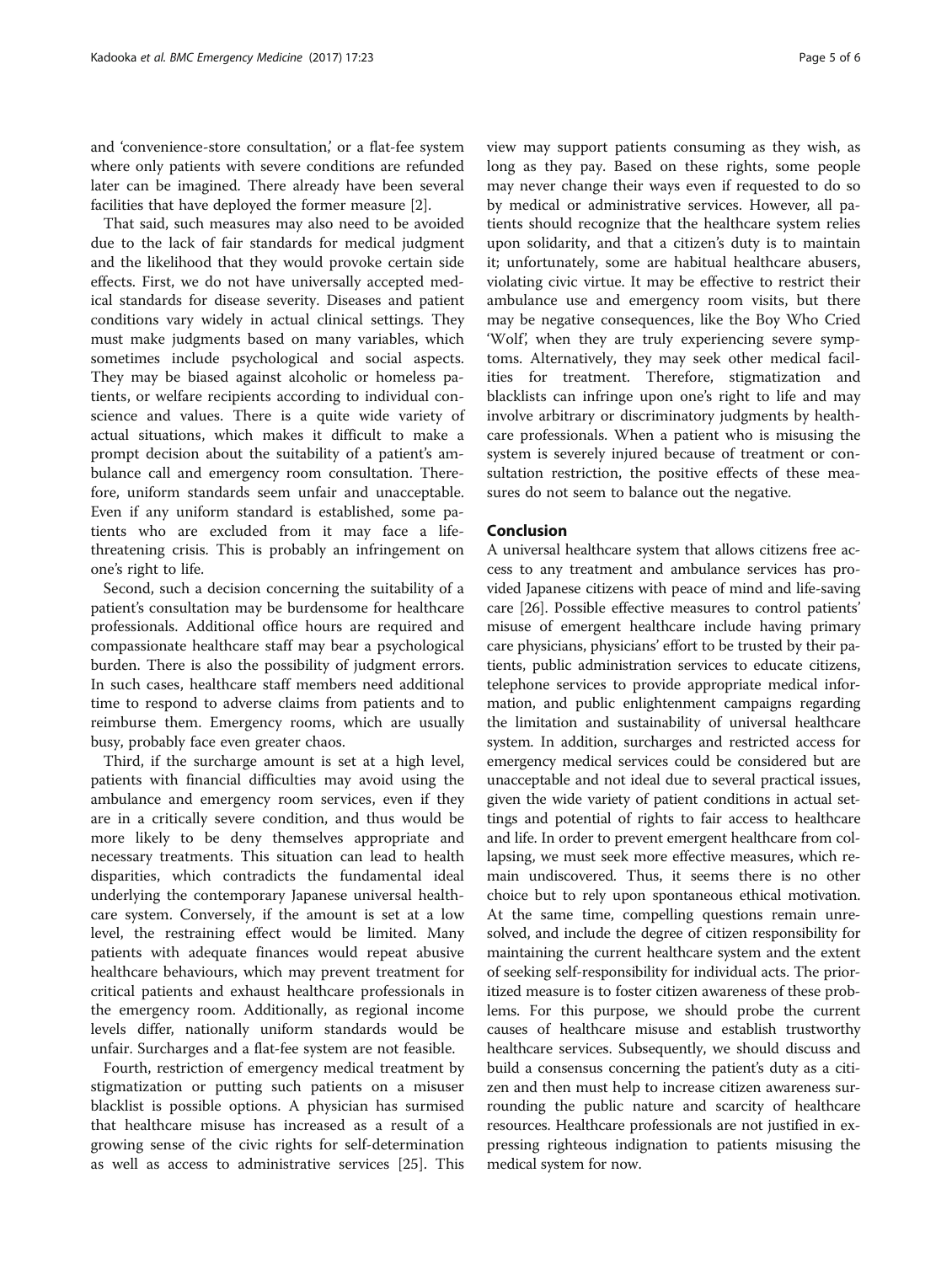and 'convenience-store consultation,' or a flat-fee system where only patients with severe conditions are refunded later can be imagined. There already have been several facilities that have deployed the former measure [2].

That said, such measures may also need to be avoided due to the lack of fair standards for medical judgment and the likelihood that they would provoke certain side effects. First, we do not have universally accepted medical standards for disease severity. Diseases and patient conditions vary widely in actual clinical settings. They must make judgments based on many variables, which sometimes include psychological and social aspects. They may be biased against alcoholic or homeless patients, or welfare recipients according to individual conscience and values. There is a quite wide variety of actual situations, which makes it difficult to make a prompt decision about the suitability of a patient's ambulance call and emergency room consultation. Therefore, uniform standards seem unfair and unacceptable. Even if any uniform standard is established, some patients who are excluded from it may face a life-threatening crisis. This is probably an infringement on one's right to life.

Second, such a decision concerning the suitability of a patient's consultation may be burdensome for healthcare professionals. Additional office hours are required and compassionate healthcare staff may bear a psychological burden. There is also the possibility of judgment errors. In such cases, healthcare staff members need additional time to respond to adverse claims from patients and to reimburse them. Emergency rooms, which are usually busy, probably face even greater chaos.

Third, if the surcharge amount is set at a high level, patients with financial difficulties may avoid using the ambulance and emergency room services, even if they are in a critically severe condition, and thus would be more likely to be deny themselves appropriate and necessary treatments. This situation can lead to health disparities, which contradicts the fundamental ideal underlying the contemporary Japanese universal healthcare system. Conversely, if the amount is set at a low level, the restraining effect would be limited. Many patients with adequate finances would repeat abusive healthcare behaviours, which may prevent treatment for critical patients and exhaust healthcare professionals in the emergency room. Additionally, as regional income levels differ, nationally uniform standards would be unfair. Surcharges and a flat-fee system are not feasible.

Fourth, restriction of emergency medical treatment by stigmatization or putting such patients on a misuser blacklist is possible options. A physician has surmised that healthcare misuse has increased as a result of a growing sense of the civic rights for self-determination as well as access to administrative services [25]. This view may support patients consuming as they wish, as long as they pay. Based on these rights, some people may never change their ways even if requested to do so by medical or administrative services. However, all patients should recognize that the healthcare system relies upon solidarity, and that a citizen's duty is to maintain it; unfortunately, some are habitual healthcare abusers, violating civic virtue. It may be effective to restrict their ambulance use and emergency room visits, but there may be negative consequences, like the Boy Who Cried 'Wolf', when they are truly experiencing severe symptoms. Alternatively, they may seek other medical facilities for treatment. Therefore, stigmatization and blacklists can infringe upon one's right to life and may involve arbitrary or discriminatory judgments by healthcare professionals. When a patient who is misusing the system is severely injured because of treatment or consultation restriction, the positive effects of these measures do not seem to balance out the negative.

## Conclusion

A universal healthcare system that allows citizens free access to any treatment and ambulance services has provided Japanese citizens with peace of mind and life-saving care [26]. Possible effective measures to control patients' misuse of emergent healthcare include having primary care physicians, physicians' effort to be trusted by their patients, public administration services to educate citizens, telephone services to provide appropriate medical information, and public enlightenment campaigns regarding the limitation and sustainability of universal healthcare system. In addition, surcharges and restricted access for emergency medical services could be considered but are unacceptable and not ideal due to several practical issues, given the wide variety of patient conditions in actual settings and potential of rights to fair access to healthcare and life. In order to prevent emergent healthcare from collapsing, we must seek more effective measures, which remain undiscovered. Thus, it seems there is no other choice but to rely upon spontaneous ethical motivation. At the same time, compelling questions remain unresolved, and include the degree of citizen responsibility for maintaining the current healthcare system and the extent of seeking self-responsibility for individual acts. The prioritized measure is to foster citizen awareness of these problems. For this purpose, we should probe the current causes of healthcare misuse and establish trustworthy healthcare services. Subsequently, we should discuss and build a consensus concerning the patient's duty as a citizen and then must help to increase citizen awareness surrounding the public nature and scarcity of healthcare resources. Healthcare professionals are not justified in expressing righteous indignation to patients misusing the medical system for now.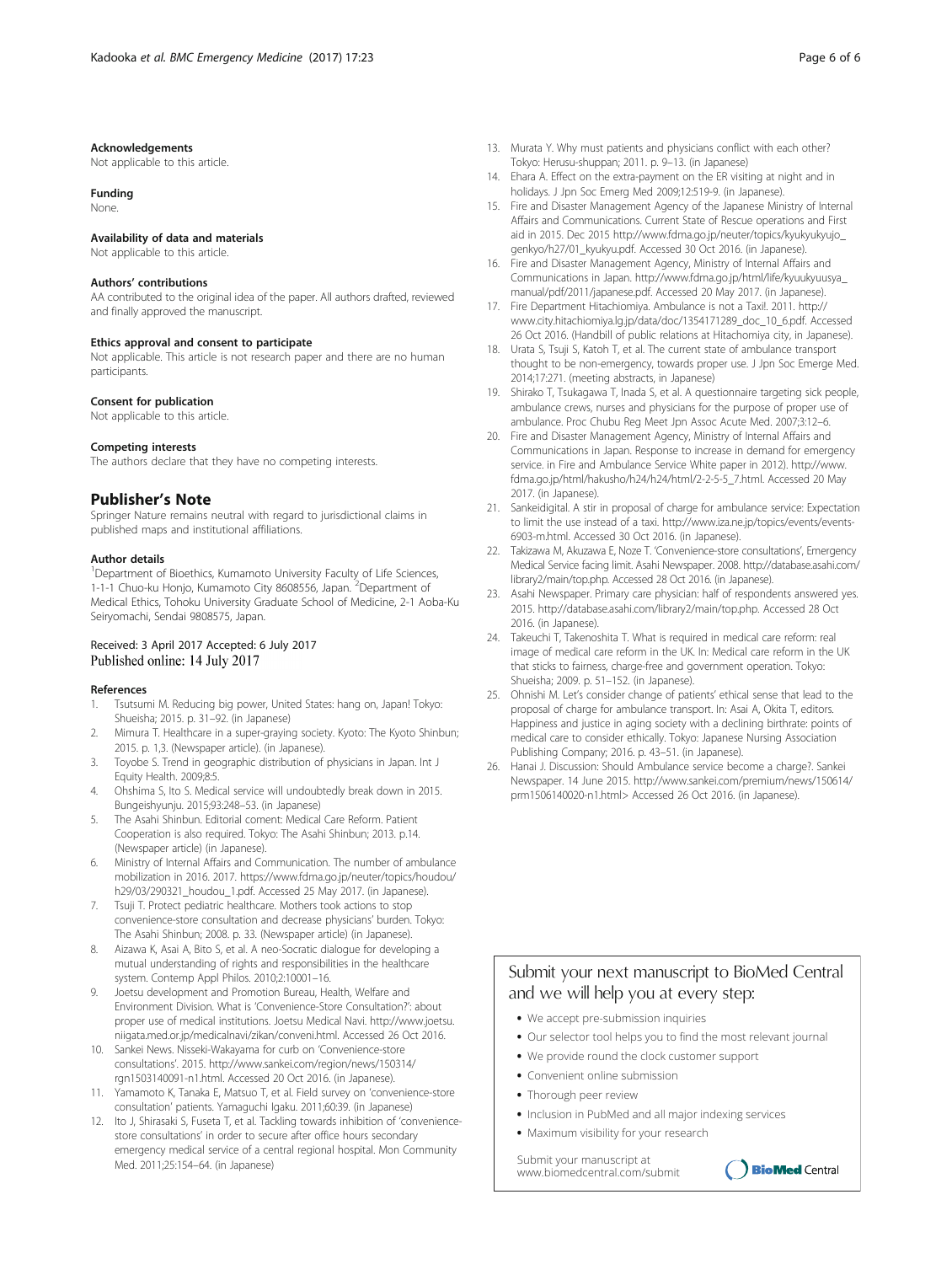#### Acknowledgements
Not applicable to this article.

#### Funding
None.

#### Availability of data and materials
Not applicable to this article.

#### Authors' contributions
AA contributed to the original idea of the paper. All authors drafted, reviewed and finally approved the manuscript.

#### Ethics approval and consent to participate
Not applicable. This article is not research paper and there are no human participants.

#### Consent for publication
Not applicable to this article.

#### Competing interests
The authors declare that they have no competing interests.

## Publisher's Note
Springer Nature remains neutral with regard to jurisdictional claims in published maps and institutional affiliations.

#### Author details
[1]Department of Bioethics, Kumamoto University Faculty of Life Sciences, 1-1-1 Chuo-ku Honjo, Kumamoto City 8608556, Japan. [2]Department of Medical Ethics, Tohoku University Graduate School of Medicine, 2-1 Aoba-Ku Seiryomachi, Sendai 9808575, Japan.

Received: 3 April 2017 Accepted: 6 July 2017
Published online: 14 July 2017

#### References
1. Tsutsumi M. Reducing big power, United States: hang on, Japan! Tokyo: Shueisha; 2015. p. 31–92. (in Japanese)
2. Mimura T. Healthcare in a super-graying society. Kyoto: The Kyoto Shinbun; 2015. p. 1,3. (Newspaper article). (in Japanese).
3. Toyobe S. Trend in geographic distribution of physicians in Japan. Int J Equity Health. 2009;8:5.
4. Ohshima S, Ito S. Medical service will undoubtedly break down in 2015. Bungeishyunju. 2015;93:248–53. (in Japanese)
5. The Asahi Shinbun. Editorial coment: Medical Care Reform. Patient Cooperation is also required. Tokyo: The Asahi Shinbun; 2013. p.14. (Newspaper article) (in Japanese).
6. Ministry of Internal Affairs and Communication. The number of ambulance mobilization in 2016. 2017. https://www.fdma.go.jp/neuter/topics/houdou/h29/03/290321_houdou_1.pdf. Accessed 25 May 2017. (in Japanese).
7. Tsuji T. Protect pediatric healthcare. Mothers took actions to stop convenience-store consultation and decrease physicians' burden. Tokyo: The Asahi Shinbun; 2008. p. 33. (Newspaper article) (in Japanese).
8. Aizawa K, Asai A, Bito S, et al. A neo-Socratic dialogue for developing a mutual understanding of rights and responsibilities in the healthcare system. Contemp Appl Philos. 2010;2:10001–16.
9. Joetsu development and Promotion Bureau, Health, Welfare and Environment Division. What is 'Convenience-Store Consultation?': about proper use of medical institutions. Joetsu Medical Navi. http://www.joetsu.niigata.med.or.jp/medicalnavi/zikan/conveni.html. Accessed 26 Oct 2016.
10. Sankei News. Nisseki-Wakayama for curb on 'Convenience-store consultations'. 2015. http://www.sankei.com/region/news/150314/rgn1503140091-n1.html. Accessed 20 Oct 2016. (in Japanese).
11. Yamamoto K, Tanaka E, Matsuo T, et al. Field survey on 'convenience-store consultation' patients. Yamaguchi Igaku. 2011;60:39. (in Japanese)
12. Ito J, Shirasaki S, Fuseta T, et al. Tackling towards inhibition of 'convenience-store consultations' in order to secure after office hours secondary emergency medical service of a central regional hospital. Mon Community Med. 2011;25:154–64. (in Japanese)
13. Murata Y. Why must patients and physicians conflict with each other? Tokyo: Herusu-shuppan; 2011. p. 9–13. (in Japanese)
14. Ehara A. Effect on the extra-payment on the ER visiting at night and in holidays. J Jpn Soc Emerg Med 2009;12:519-9. (in Japanese).
15. Fire and Disaster Management Agency of the Japanese Ministry of Internal Affairs and Communications. Current State of Rescue operations and First aid in 2015. Dec 2015 http://www.fdma.go.jp/neuter/topics/kyukyukyujo_genkyo/h27/01_kyukyu.pdf. Accessed 30 Oct 2016. (in Japanese).
16. Fire and Disaster Management Agency, Ministry of Internal Affairs and Communications in Japan. http://www.fdma.go.jp/html/life/kyuukyuusya_manual/pdf/2011/japanese.pdf. Accessed 20 May 2017. (in Japanese).
17. Fire Department Hitachiomiya. Ambulance is not a Taxi!. 2011. http://www.city.hitachiomiya.lg.jp/data/doc/1354171289_doc_10_6.pdf. Accessed 26 Oct 2016. (Handbill of public relations at Hitachomiya city, in Japanese).
18. Urata S, Tsuji S, Katoh T, et al. The current state of ambulance transport thought to be non-emergency, towards proper use. J Jpn Soc Emerge Med. 2014;17:271. (meeting abstracts, in Japanese)
19. Shirako T, Tsukagawa T, Inada S, et al. A questionnaire targeting sick people, ambulance crews, nurses and physicians for the purpose of proper use of ambulance. Proc Chubu Reg Meet Jpn Assoc Acute Med. 2007;3:12–6.
20. Fire and Disaster Management Agency, Ministry of Internal Affairs and Communications in Japan. Response to increase in demand for emergency service. in Fire and Ambulance Service White paper in 2012). http://www.fdma.go.jp/html/hakusho/h24/h24/html/2-2-5-5_7.html. Accessed 20 May 2017. (in Japanese).
21. Sankeidigital. A stir in proposal of charge for ambulance service: Expectation to limit the use instead of a taxi. http://www.iza.ne.jp/topics/events/events-6903-m.html. Accessed 30 Oct 2016. (in Japanese).
22. Takizawa M, Akuzawa E, Noze T. 'Convenience-store consultations', Emergency Medical Service facing limit. Asahi Newspaper. 2008. http://database.asahi.com/library2/main/top.php. Accessed 28 Oct 2016. (in Japanese).
23. Asahi Newspaper. Primary care physician: half of respondents answered yes. 2015. http://database.asahi.com/library2/main/top.php. Accessed 28 Oct 2016. (in Japanese).
24. Takeuchi T, Takenoshita T. What is required in medical care reform: real image of medical care reform in the UK. In: Medical care reform in the UK that sticks to fairness, charge-free and government operation. Tokyo: Shueisha; 2009. p. 51–152. (in Japanese).
25. Ohnishi M. Let's consider change of patients' ethical sense that lead to the proposal of charge for ambulance transport. In: Asai A, Okita T, editors. Happiness and justice in aging society with a declining birthrate: points of medical care to consider ethically. Tokyo: Japanese Nursing Association Publishing Company; 2016. p. 43–51. (in Japanese).
26. Hanai J. Discussion: Should Ambulance service become a charge?. Sankei Newspaper. 14 June 2015. http://www.sankei.com/premium/news/150614/prm1506140020-n1.html> Accessed 26 Oct 2016. (in Japanese).

Submit your next manuscript to BioMed Central and we will help you at every step:

- We accept pre-submission inquiries
- Our selector tool helps you to find the most relevant journal
- We provide round the clock customer support
- Convenient online submission
- Thorough peer review
- Inclusion in PubMed and all major indexing services
- Maximum visibility for your research

Submit your manuscript at
www.biomedcentral.com/submit

BioMed Central